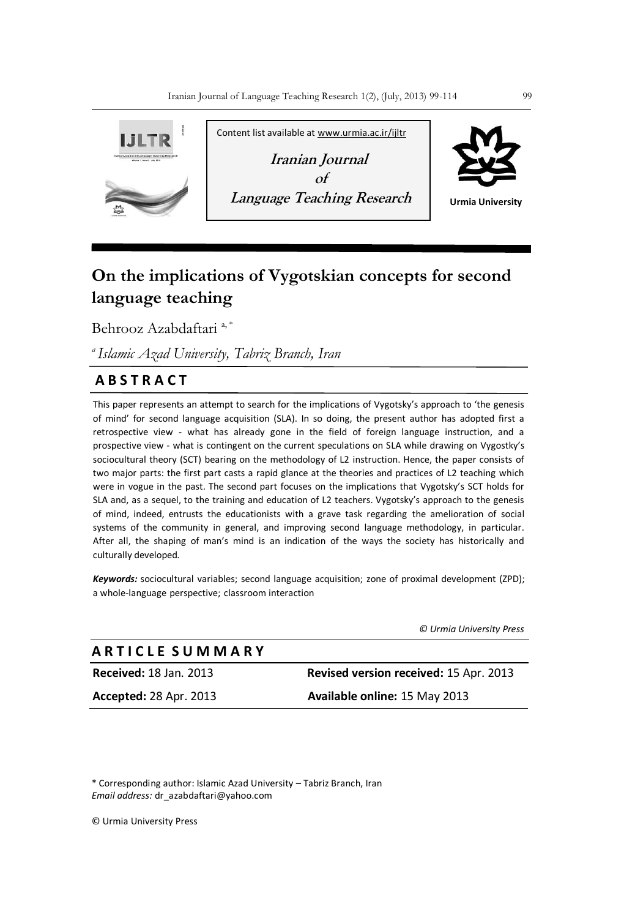Content list available at www.urmia.ac.ir/ijltr

**Iranian Journal of Language Teaching Research**

Urmia University

# On the implications of Vygotskian concepts for second language teaching

Behrooz Azabdaftari [a,*]

[a] *Islamic Azad University, Tabriz Branch, Iran*

## ABSTRACT

This paper represents an attempt to search for the implications of Vygotsky's approach to 'the genesis of mind' for second language acquisition (SLA). In so doing, the present author has adopted first a retrospective view - what has already gone in the field of foreign language instruction, and a prospective view - what is contingent on the current speculations on SLA while drawing on Vygostky's sociocultural theory (SCT) bearing on the methodology of L2 instruction. Hence, the paper consists of two major parts: the first part casts a rapid glance at the theories and practices of L2 teaching which were in vogue in the past. The second part focuses on the implications that Vygotsky's SCT holds for SLA and, as a sequel, to the training and education of L2 teachers. Vygotsky's approach to the genesis of mind, indeed, entrusts the educationists with a grave task regarding the amelioration of social systems of the community in general, and improving second language methodology, in particular. After all, the shaping of man's mind is an indication of the ways the society has historically and culturally developed.

***Keywords:*** sociocultural variables; second language acquisition; zone of proximal development (ZPD); a whole-language perspective; classroom interaction

*© Urmia University Press*

## ARTICLE SUMMARY

| | |
|---|---|
| **Received:** 18 Jan. 2013 | **Revised version received:** 15 Apr. 2013 |
| **Accepted:** 28 Apr. 2013 | **Available online:** 15 May 2013 |

\* Corresponding author: Islamic Azad University – Tabriz Branch, Iran
*Email address:* dr_azabdaftari@yahoo.com

© Urmia University Press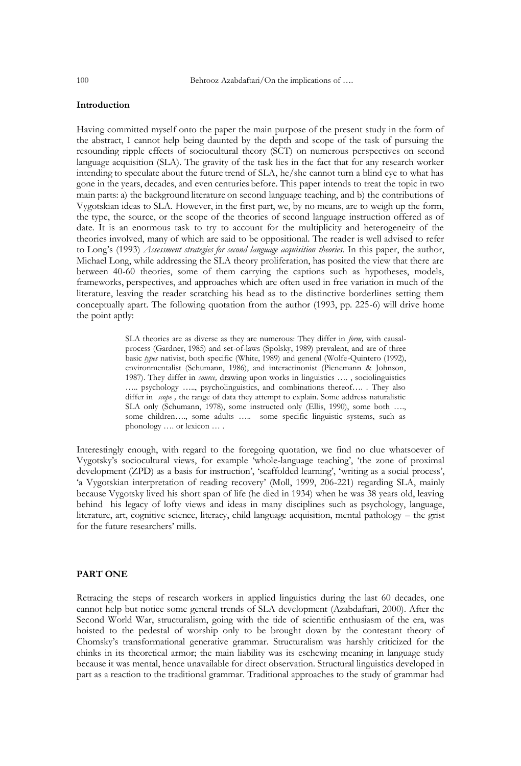## Introduction

Having committed myself onto the paper the main purpose of the present study in the form of the abstract, I cannot help being daunted by the depth and scope of the task of pursuing the resounding ripple effects of sociocultural theory (SCT) on numerous perspectives on second language acquisition (SLA). The gravity of the task lies in the fact that for any research worker intending to speculate about the future trend of SLA, he/she cannot turn a blind eye to what has gone in the years, decades, and even centuries before. This paper intends to treat the topic in two main parts: a) the background literature on second language teaching, and b) the contributions of Vygotskian ideas to SLA. However, in the first part, we, by no means, are to weigh up the form, the type, the source, or the scope of the theories of second language instruction offered as of date. It is an enormous task to try to account for the multiplicity and heterogeneity of the theories involved, many of which are said to be oppositional. The reader is well advised to refer to Long's (1993) *Assessment strategies for second language acquisition theories.* In this paper, the author, Michael Long, while addressing the SLA theory proliferation, has posited the view that there are between 40-60 theories, some of them carrying the captions such as hypotheses, models, frameworks, perspectives, and approaches which are often used in free variation in much of the literature, leaving the reader scratching his head as to the distinctive borderlines setting them conceptually apart. The following quotation from the author (1993, pp. 225-6) will drive home the point aptly:

> SLA theories are as diverse as they are numerous: They differ in *form,* with causal-process (Gardner, 1985) and set-of-laws (Spolsky, 1989) prevalent, and are of three basic *types* nativist, both specific (White, 1989) and general (Wolfe-Quintero (1992), environmentalist (Schumann, 1986), and interactinonist (Pienemann & Johnson, 1987). They differ in *source,* drawing upon works in linguistics …. , sociolinguistics ….. psychology ….., psycholinguistics, and combinations thereof…. . They also differ in *scope ,* the range of data they attempt to explain. Some address naturalistic SLA only (Schumann, 1978), some instructed only (Ellis, 1990), some both …., some children…., some adults ….. some specific linguistic systems, such as phonology …. or lexicon … .

Interestingly enough, with regard to the foregoing quotation, we find no clue whatsoever of Vygotsky's sociocultural views, for example 'whole-language teaching', 'the zone of proximal development (ZPD) as a basis for instruction', 'scaffolded learning', 'writing as a social process', 'a Vygotskian interpretation of reading recovery' (Moll, 1999, 206-221) regarding SLA, mainly because Vygotsky lived his short span of life (he died in 1934) when he was 38 years old, leaving behind his legacy of lofty views and ideas in many disciplines such as psychology, language, literature, art, cognitive science, literacy, child language acquisition, mental pathology – the grist for the future researchers' mills.

## PART ONE

Retracing the steps of research workers in applied linguistics during the last 60 decades, one cannot help but notice some general trends of SLA development (Azabdaftari, 2000). After the Second World War, structuralism, going with the tide of scientific enthusiasm of the era, was hoisted to the pedestal of worship only to be brought down by the contestant theory of Chomsky's transformational generative grammar. Structuralism was harshly criticized for the chinks in its theoretical armor; the main liability was its eschewing meaning in language study because it was mental, hence unavailable for direct observation. Structural linguistics developed in part as a reaction to the traditional grammar. Traditional approaches to the study of grammar had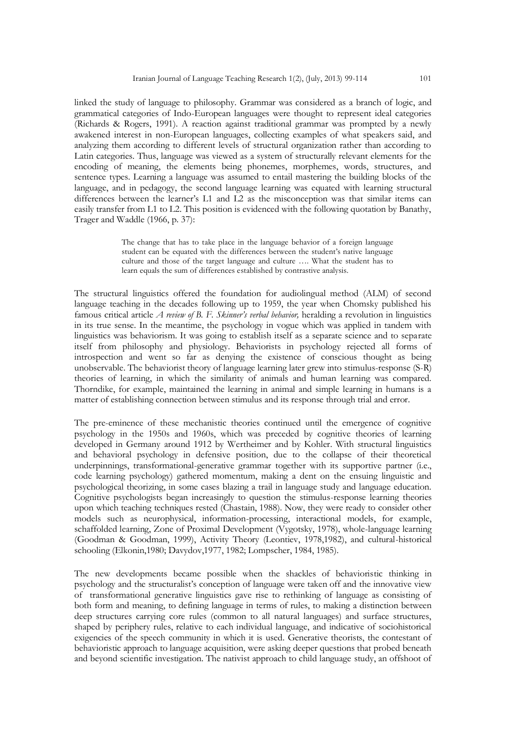linked the study of language to philosophy. Grammar was considered as a branch of logic, and grammatical categories of Indo-European languages were thought to represent ideal categories (Richards & Rogers, 1991). A reaction against traditional grammar was prompted by a newly awakened interest in non-European languages, collecting examples of what speakers said, and analyzing them according to different levels of structural organization rather than according to Latin categories. Thus, language was viewed as a system of structurally relevant elements for the encoding of meaning, the elements being phonemes, morphemes, words, structures, and sentence types. Learning a language was assumed to entail mastering the building blocks of the language, and in pedagogy, the second language learning was equated with learning structural differences between the learner's L1 and L2 as the misconception was that similar items can easily transfer from L1 to L2. This position is evidenced with the following quotation by Banathy, Trager and Waddle (1966, p. 37):

> The change that has to take place in the language behavior of a foreign language student can be equated with the differences between the student's native language culture and those of the target language and culture …. What the student has to learn equals the sum of differences established by contrastive analysis.

The structural linguistics offered the foundation for audiolingual method (ALM) of second language teaching in the decades following up to 1959, the year when Chomsky published his famous critical article *A review of B. F. Skinner's verbal behavior,* heralding a revolution in linguistics in its true sense. In the meantime, the psychology in vogue which was applied in tandem with linguistics was behaviorism. It was going to establish itself as a separate science and to separate itself from philosophy and physiology. Behaviorists in psychology rejected all forms of introspection and went so far as denying the existence of conscious thought as being unobservable. The behaviorist theory of language learning later grew into stimulus-response (S-R) theories of learning, in which the similarity of animals and human learning was compared. Thorndike, for example, maintained the learning in animal and simple learning in humans is a matter of establishing connection between stimulus and its response through trial and error.

The pre-eminence of these mechanistic theories continued until the emergence of cognitive psychology in the 1950s and 1960s, which was preceded by cognitive theories of learning developed in Germany around 1912 by Wertheimer and by Kohler. With structural linguistics and behavioral psychology in defensive position, due to the collapse of their theoretical underpinnings, transformational-generative grammar together with its supportive partner (i.e., code learning psychology) gathered momentum, making a dent on the ensuing linguistic and psychological theorizing, in some cases blazing a trail in language study and language education. Cognitive psychologists began increasingly to question the stimulus-response learning theories upon which teaching techniques rested (Chastain, 1988). Now, they were ready to consider other models such as neurophysical, information-processing, interactional models, for example, schaffolded learning, Zone of Proximal Development (Vygotsky, 1978), whole-language learning (Goodman & Goodman, 1999), Activity Theory (Leontiev, 1978,1982), and cultural-historical schooling (Elkonin,1980; Davydov,1977, 1982; Lompscher, 1984, 1985).

The new developments became possible when the shackles of behavioristic thinking in psychology and the structuralist's conception of language were taken off and the innovative view of transformational generative linguistics gave rise to rethinking of language as consisting of both form and meaning, to defining language in terms of rules, to making a distinction between deep structures carrying core rules (common to all natural languages) and surface structures, shaped by periphery rules, relative to each individual language, and indicative of sociohistorical exigencies of the speech community in which it is used. Generative theorists, the contestant of behavioristic approach to language acquisition, were asking deeper questions that probed beneath and beyond scientific investigation. The nativist approach to child language study, an offshoot of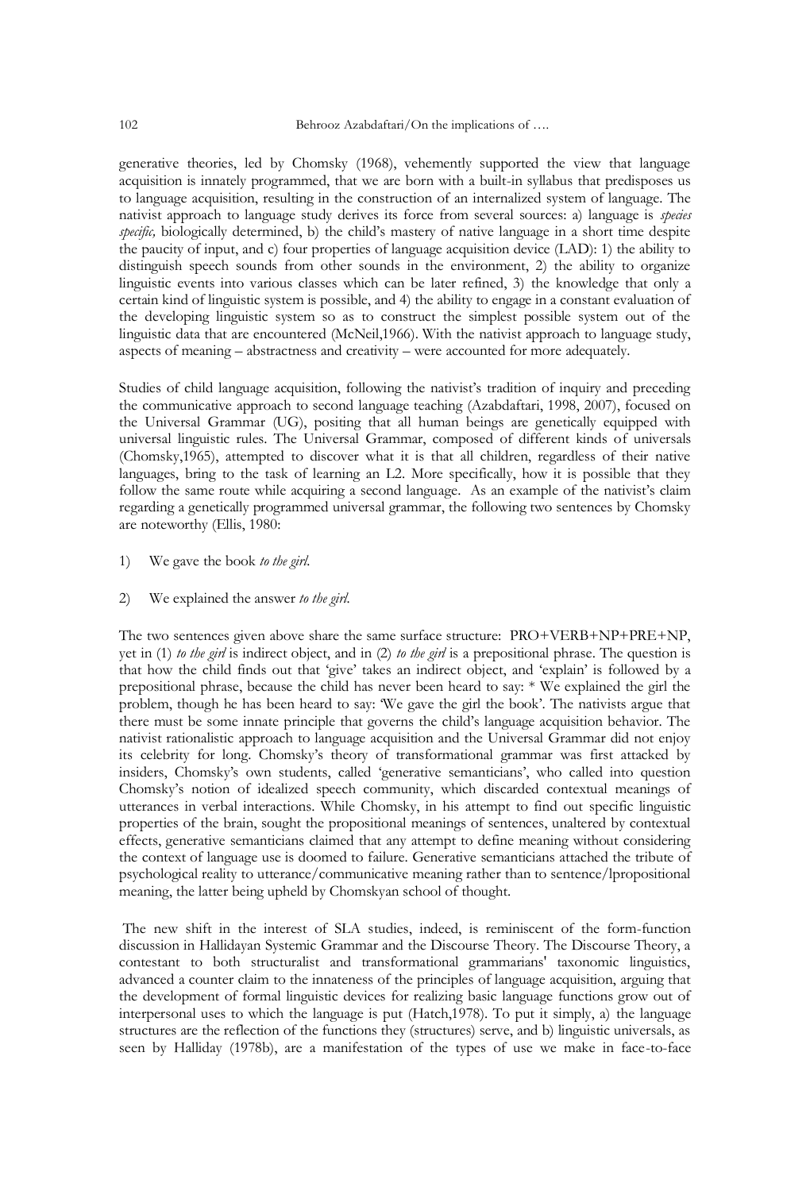generative theories, led by Chomsky (1968), vehemently supported the view that language acquisition is innately programmed, that we are born with a built-in syllabus that predisposes us to language acquisition, resulting in the construction of an internalized system of language. The nativist approach to language study derives its force from several sources: a) language is *species specific,* biologically determined, b) the child's mastery of native language in a short time despite the paucity of input, and c) four properties of language acquisition device (LAD): 1) the ability to distinguish speech sounds from other sounds in the environment, 2) the ability to organize linguistic events into various classes which can be later refined, 3) the knowledge that only a certain kind of linguistic system is possible, and 4) the ability to engage in a constant evaluation of the developing linguistic system so as to construct the simplest possible system out of the linguistic data that are encountered (McNeil,1966). With the nativist approach to language study, aspects of meaning – abstractness and creativity – were accounted for more adequately.

Studies of child language acquisition, following the nativist's tradition of inquiry and preceding the communicative approach to second language teaching (Azabdaftari, 1998, 2007), focused on the Universal Grammar (UG), positing that all human beings are genetically equipped with universal linguistic rules. The Universal Grammar, composed of different kinds of universals (Chomsky,1965), attempted to discover what it is that all children, regardless of their native languages, bring to the task of learning an L2. More specifically, how it is possible that they follow the same route while acquiring a second language. As an example of the nativist's claim regarding a genetically programmed universal grammar, the following two sentences by Chomsky are noteworthy (Ellis, 1980:

1) We gave the book *to the girl*.

2) We explained the answer *to the girl*.

The two sentences given above share the same surface structure: PRO+VERB+NP+PRE+NP, yet in (1) *to the girl* is indirect object, and in (2) *to the girl* is a prepositional phrase. The question is that how the child finds out that 'give' takes an indirect object, and 'explain' is followed by a prepositional phrase, because the child has never been heard to say: * We explained the girl the problem, though he has been heard to say: 'We gave the girl the book'. The nativists argue that there must be some innate principle that governs the child's language acquisition behavior. The nativist rationalistic approach to language acquisition and the Universal Grammar did not enjoy its celebrity for long. Chomsky's theory of transformational grammar was first attacked by insiders, Chomsky's own students, called 'generative semanticians', who called into question Chomsky's notion of idealized speech community, which discarded contextual meanings of utterances in verbal interactions. While Chomsky, in his attempt to find out specific linguistic properties of the brain, sought the propositional meanings of sentences, unaltered by contextual effects, generative semanticians claimed that any attempt to define meaning without considering the context of language use is doomed to failure. Generative semanticians attached the tribute of psychological reality to utterance/communicative meaning rather than to sentence/lpropositional meaning, the latter being upheld by Chomskyan school of thought.

The new shift in the interest of SLA studies, indeed, is reminiscent of the form-function discussion in Hallidayan Systemic Grammar and the Discourse Theory. The Discourse Theory, a contestant to both structuralist and transformational grammarians' taxonomic linguistics, advanced a counter claim to the innateness of the principles of language acquisition, arguing that the development of formal linguistic devices for realizing basic language functions grow out of interpersonal uses to which the language is put (Hatch,1978). To put it simply, a) the language structures are the reflection of the functions they (structures) serve, and b) linguistic universals, as seen by Halliday (1978b), are a manifestation of the types of use we make in face-to-face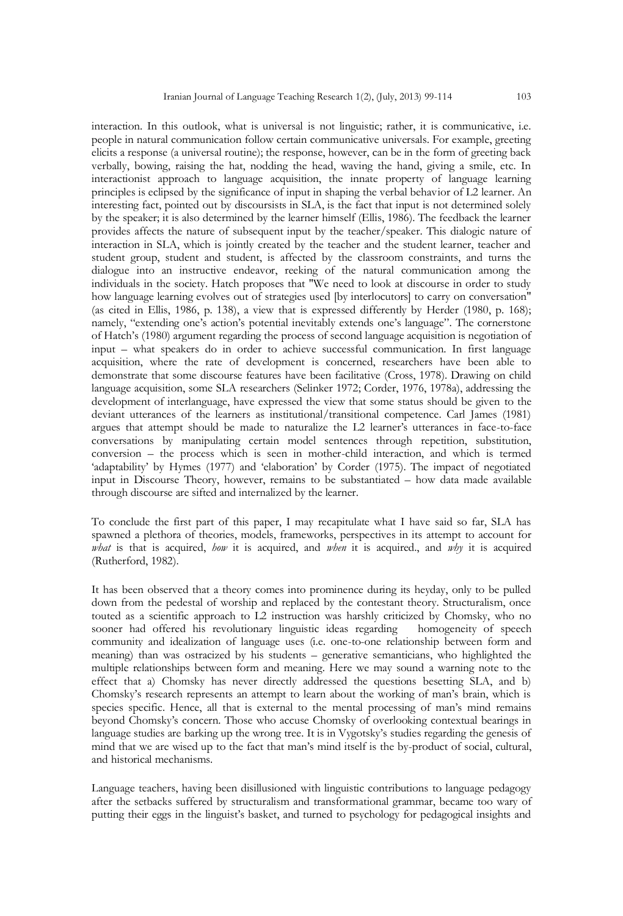interaction. In this outlook, what is universal is not linguistic; rather, it is communicative, i.e. people in natural communication follow certain communicative universals. For example, greeting elicits a response (a universal routine); the response, however, can be in the form of greeting back verbally, bowing, raising the hat, nodding the head, waving the hand, giving a smile, etc. In interactionist approach to language acquisition, the innate property of language learning principles is eclipsed by the significance of input in shaping the verbal behavior of L2 learner. An interesting fact, pointed out by discoursists in SLA, is the fact that input is not determined solely by the speaker; it is also determined by the learner himself (Ellis, 1986). The feedback the learner provides affects the nature of subsequent input by the teacher/speaker. This dialogic nature of interaction in SLA, which is jointly created by the teacher and the student learner, teacher and student group, student and student, is affected by the classroom constraints, and turns the dialogue into an instructive endeavor, reeking of the natural communication among the individuals in the society. Hatch proposes that "We need to look at discourse in order to study how language learning evolves out of strategies used [by interlocutors] to carry on conversation" (as cited in Ellis, 1986, p. 138), a view that is expressed differently by Herder (1980, p. 168); namely, "extending one's action's potential inevitably extends one's language". The cornerstone of Hatch's (1980) argument regarding the process of second language acquisition is negotiation of input – what speakers do in order to achieve successful communication. In first language acquisition, where the rate of development is concerned, researchers have been able to demonstrate that some discourse features have been facilitative (Cross, 1978). Drawing on child language acquisition, some SLA researchers (Selinker 1972; Corder, 1976, 1978a), addressing the development of interlanguage, have expressed the view that some status should be given to the deviant utterances of the learners as institutional/transitional competence. Carl James (1981) argues that attempt should be made to naturalize the L2 learner's utterances in face-to-face conversations by manipulating certain model sentences through repetition, substitution, conversion – the process which is seen in mother-child interaction, and which is termed 'adaptability' by Hymes (1977) and 'elaboration' by Corder (1975). The impact of negotiated input in Discourse Theory, however, remains to be substantiated – how data made available through discourse are sifted and internalized by the learner.

To conclude the first part of this paper, I may recapitulate what I have said so far, SLA has spawned a plethora of theories, models, frameworks, perspectives in its attempt to account for *what* is that is acquired, *how* it is acquired, and *when* it is acquired., and *why* it is acquired (Rutherford, 1982).

It has been observed that a theory comes into prominence during its heyday, only to be pulled down from the pedestal of worship and replaced by the contestant theory. Structuralism, once touted as a scientific approach to L2 instruction was harshly criticized by Chomsky, who no sooner had offered his revolutionary linguistic ideas regarding homogeneity of speech community and idealization of language uses (i.e. one-to-one relationship between form and meaning) than was ostracized by his students – generative semanticians, who highlighted the multiple relationships between form and meaning. Here we may sound a warning note to the effect that a) Chomsky has never directly addressed the questions besetting SLA, and b) Chomsky's research represents an attempt to learn about the working of man's brain, which is species specific. Hence, all that is external to the mental processing of man's mind remains beyond Chomsky's concern. Those who accuse Chomsky of overlooking contextual bearings in language studies are barking up the wrong tree. It is in Vygotsky's studies regarding the genesis of mind that we are wised up to the fact that man's mind itself is the by-product of social, cultural, and historical mechanisms.

Language teachers, having been disillusioned with linguistic contributions to language pedagogy after the setbacks suffered by structuralism and transformational grammar, became too wary of putting their eggs in the linguist's basket, and turned to psychology for pedagogical insights and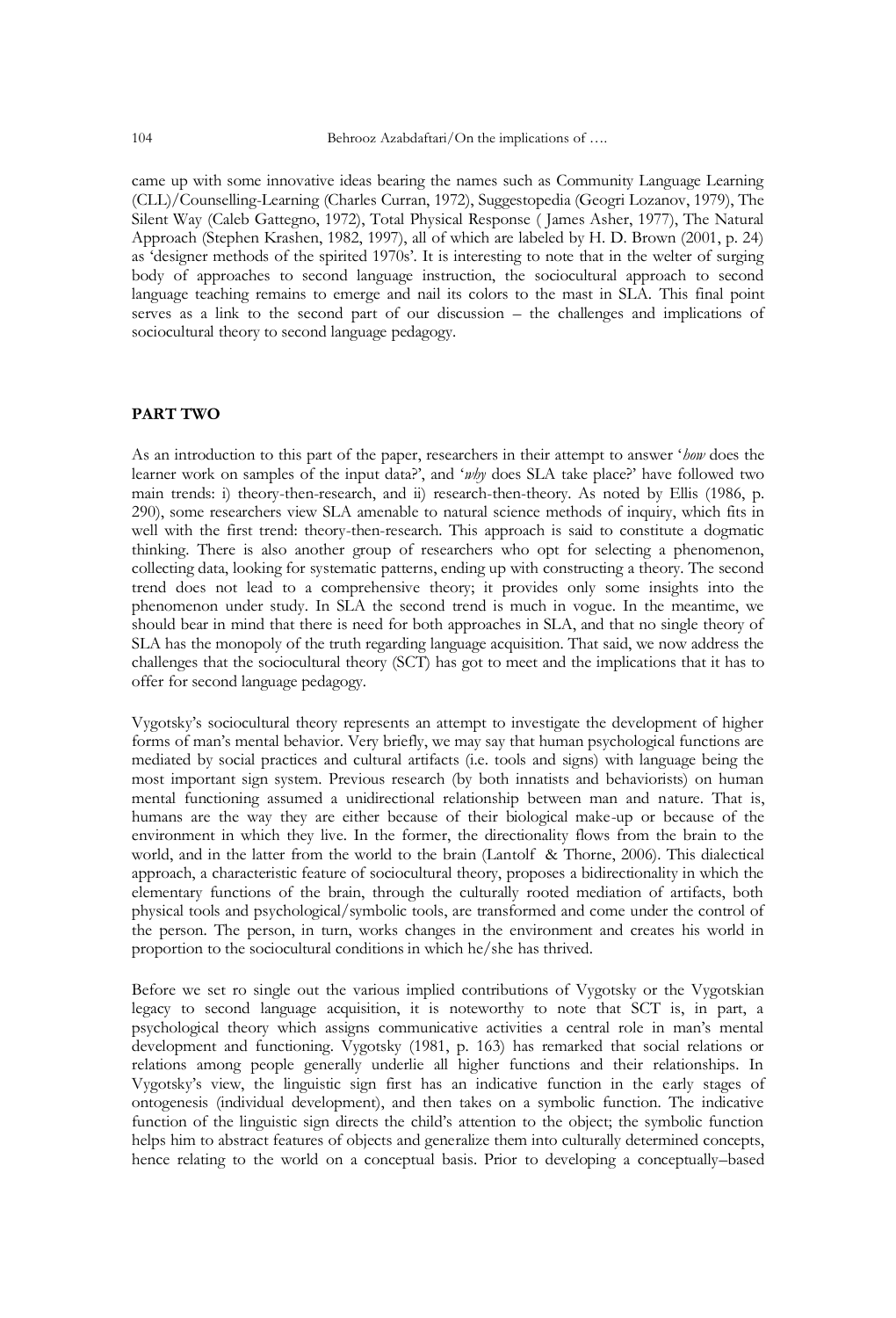came up with some innovative ideas bearing the names such as Community Language Learning (CLL)/Counselling-Learning (Charles Curran, 1972), Suggestopedia (Geogri Lozanov, 1979), The Silent Way (Caleb Gattegno, 1972), Total Physical Response ( James Asher, 1977), The Natural Approach (Stephen Krashen, 1982, 1997), all of which are labeled by H. D. Brown (2001, p. 24) as 'designer methods of the spirited 1970s'. It is interesting to note that in the welter of surging body of approaches to second language instruction, the sociocultural approach to second language teaching remains to emerge and nail its colors to the mast in SLA. This final point serves as a link to the second part of our discussion – the challenges and implications of sociocultural theory to second language pedagogy.

## PART TWO

As an introduction to this part of the paper, researchers in their attempt to answer '*how* does the learner work on samples of the input data?', and '*why* does SLA take place?' have followed two main trends: i) theory-then-research, and ii) research-then-theory. As noted by Ellis (1986, p. 290), some researchers view SLA amenable to natural science methods of inquiry, which fits in well with the first trend: theory-then-research. This approach is said to constitute a dogmatic thinking. There is also another group of researchers who opt for selecting a phenomenon, collecting data, looking for systematic patterns, ending up with constructing a theory. The second trend does not lead to a comprehensive theory; it provides only some insights into the phenomenon under study. In SLA the second trend is much in vogue. In the meantime, we should bear in mind that there is need for both approaches in SLA, and that no single theory of SLA has the monopoly of the truth regarding language acquisition. That said, we now address the challenges that the sociocultural theory (SCT) has got to meet and the implications that it has to offer for second language pedagogy.

Vygotsky's sociocultural theory represents an attempt to investigate the development of higher forms of man's mental behavior. Very briefly, we may say that human psychological functions are mediated by social practices and cultural artifacts (i.e. tools and signs) with language being the most important sign system. Previous research (by both innatists and behaviorists) on human mental functioning assumed a unidirectional relationship between man and nature. That is, humans are the way they are either because of their biological make-up or because of the environment in which they live. In the former, the directionality flows from the brain to the world, and in the latter from the world to the brain (Lantolf & Thorne, 2006). This dialectical approach, a characteristic feature of sociocultural theory, proposes a bidirectionality in which the elementary functions of the brain, through the culturally rooted mediation of artifacts, both physical tools and psychological/symbolic tools, are transformed and come under the control of the person. The person, in turn, works changes in the environment and creates his world in proportion to the sociocultural conditions in which he/she has thrived.

Before we set ro single out the various implied contributions of Vygotsky or the Vygotskian legacy to second language acquisition, it is noteworthy to note that SCT is, in part, a psychological theory which assigns communicative activities a central role in man's mental development and functioning. Vygotsky (1981, p. 163) has remarked that social relations or relations among people generally underlie all higher functions and their relationships. In Vygotsky's view, the linguistic sign first has an indicative function in the early stages of ontogenesis (individual development), and then takes on a symbolic function. The indicative function of the linguistic sign directs the child's attention to the object; the symbolic function helps him to abstract features of objects and generalize them into culturally determined concepts, hence relating to the world on a conceptual basis. Prior to developing a conceptually–based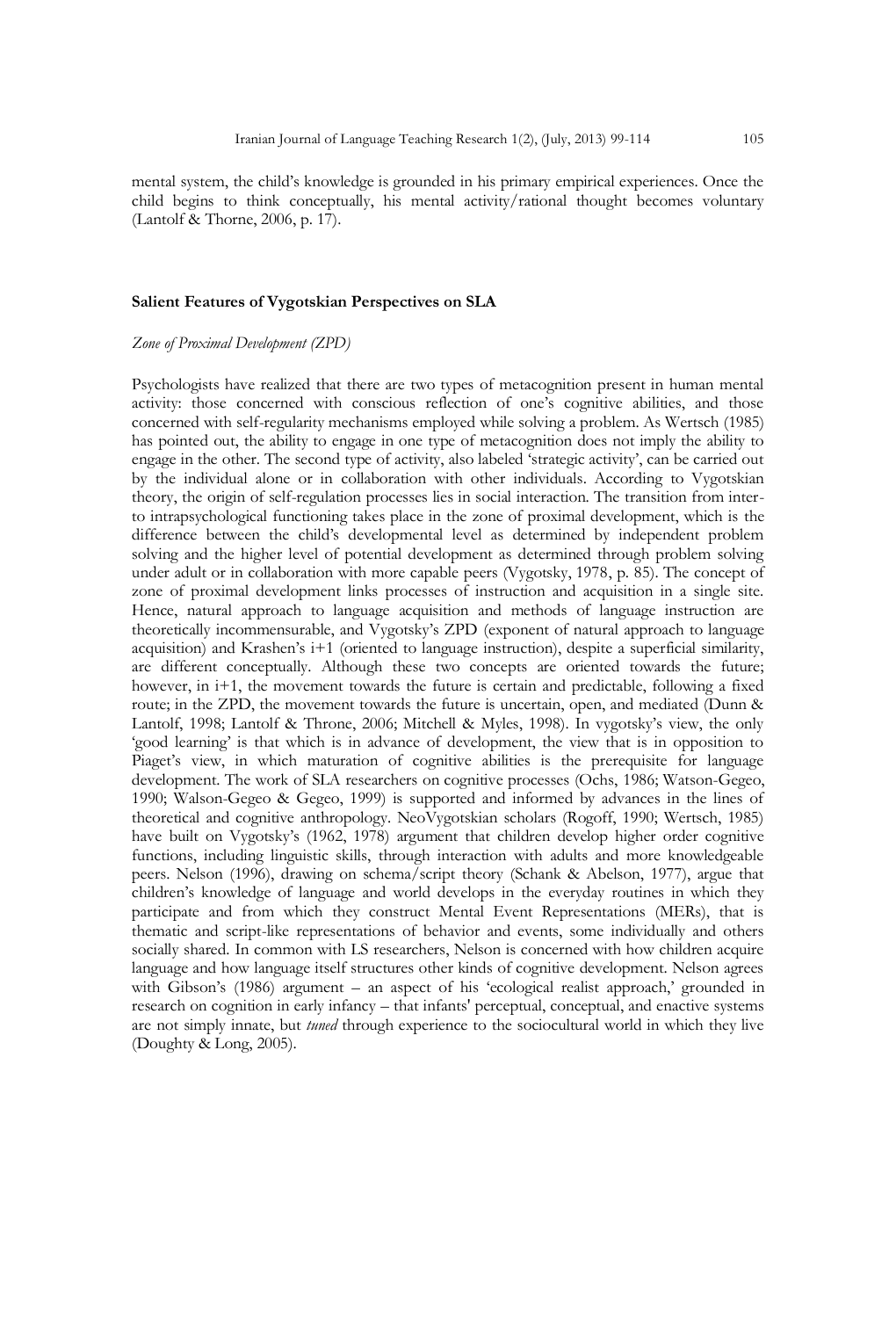mental system, the child's knowledge is grounded in his primary empirical experiences. Once the child begins to think conceptually, his mental activity/rational thought becomes voluntary (Lantolf & Thorne, 2006, p. 17).

## Salient Features of Vygotskian Perspectives on SLA

### *Zone of Proximal Development (ZPD)*

Psychologists have realized that there are two types of metacognition present in human mental activity: those concerned with conscious reflection of one's cognitive abilities, and those concerned with self-regularity mechanisms employed while solving a problem. As Wertsch (1985) has pointed out, the ability to engage in one type of metacognition does not imply the ability to engage in the other. The second type of activity, also labeled 'strategic activity', can be carried out by the individual alone or in collaboration with other individuals. According to Vygotskian theory, the origin of self-regulation processes lies in social interaction. The transition from inter- to intrapsychological functioning takes place in the zone of proximal development, which is the difference between the child's developmental level as determined by independent problem solving and the higher level of potential development as determined through problem solving under adult or in collaboration with more capable peers (Vygotsky, 1978, p. 85). The concept of zone of proximal development links processes of instruction and acquisition in a single site. Hence, natural approach to language acquisition and methods of language instruction are theoretically incommensurable, and Vygotsky's ZPD (exponent of natural approach to language acquisition) and Krashen's i+1 (oriented to language instruction), despite a superficial similarity, are different conceptually. Although these two concepts are oriented towards the future; however, in i+1, the movement towards the future is certain and predictable, following a fixed route; in the ZPD, the movement towards the future is uncertain, open, and mediated (Dunn & Lantolf, 1998; Lantolf & Throne, 2006; Mitchell & Myles, 1998). In vygotsky's view, the only 'good learning' is that which is in advance of development, the view that is in opposition to Piaget's view, in which maturation of cognitive abilities is the prerequisite for language development. The work of SLA researchers on cognitive processes (Ochs, 1986; Watson-Gegeo, 1990; Walson-Gegeo & Gegeo, 1999) is supported and informed by advances in the lines of theoretical and cognitive anthropology. NeoVygotskian scholars (Rogoff, 1990; Wertsch, 1985) have built on Vygotsky's (1962, 1978) argument that children develop higher order cognitive functions, including linguistic skills, through interaction with adults and more knowledgeable peers. Nelson (1996), drawing on schema/script theory (Schank & Abelson, 1977), argue that children's knowledge of language and world develops in the everyday routines in which they participate and from which they construct Mental Event Representations (MERs), that is thematic and script-like representations of behavior and events, some individually and others socially shared. In common with LS researchers, Nelson is concerned with how children acquire language and how language itself structures other kinds of cognitive development. Nelson agrees with Gibson's (1986) argument – an aspect of his 'ecological realist approach,' grounded in research on cognition in early infancy – that infants' perceptual, conceptual, and enactive systems are not simply innate, but *tuned* through experience to the sociocultural world in which they live (Doughty & Long, 2005).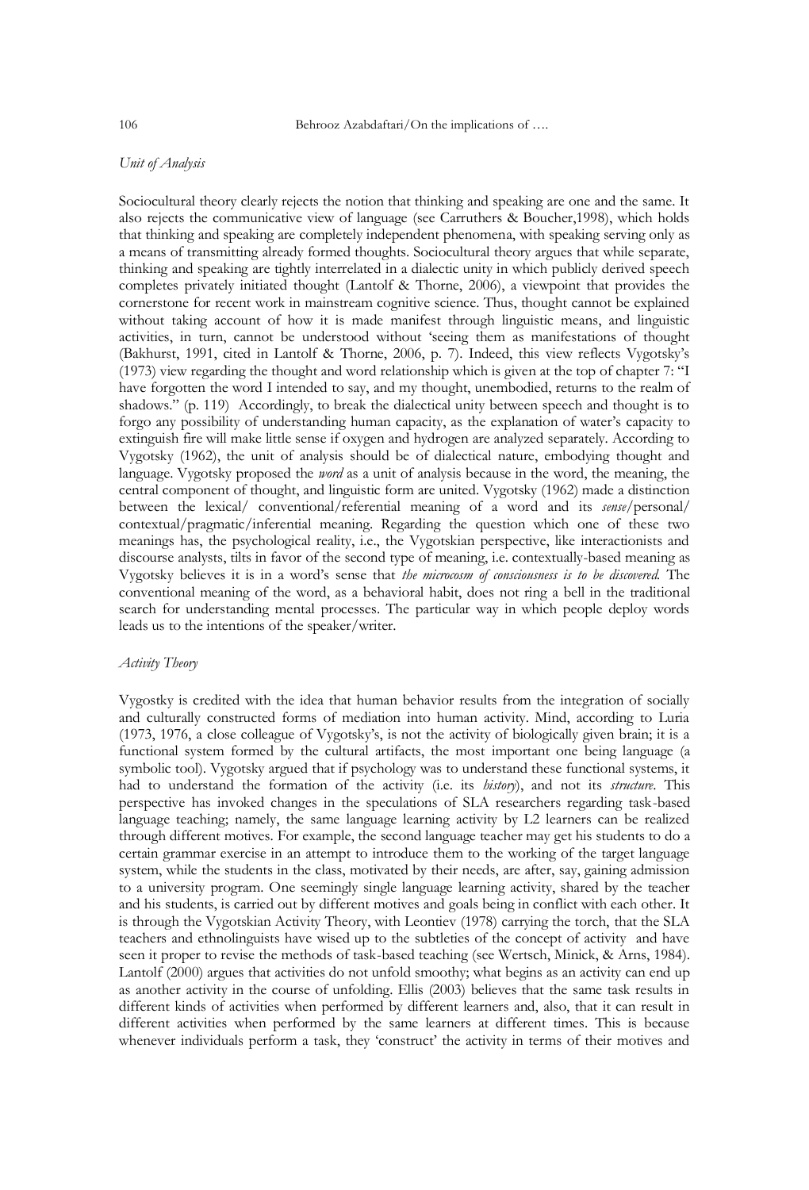*Unit of Analysis*

Sociocultural theory clearly rejects the notion that thinking and speaking are one and the same. It also rejects the communicative view of language (see Carruthers & Boucher,1998), which holds that thinking and speaking are completely independent phenomena, with speaking serving only as a means of transmitting already formed thoughts. Sociocultural theory argues that while separate, thinking and speaking are tightly interrelated in a dialectic unity in which publicly derived speech completes privately initiated thought (Lantolf & Thorne, 2006), a viewpoint that provides the cornerstone for recent work in mainstream cognitive science. Thus, thought cannot be explained without taking account of how it is made manifest through linguistic means, and linguistic activities, in turn, cannot be understood without 'seeing them as manifestations of thought (Bakhurst, 1991, cited in Lantolf & Thorne, 2006, p. 7). Indeed, this view reflects Vygotsky's (1973) view regarding the thought and word relationship which is given at the top of chapter 7: "I have forgotten the word I intended to say, and my thought, unembodied, returns to the realm of shadows." (p. 119) Accordingly, to break the dialectical unity between speech and thought is to forgo any possibility of understanding human capacity, as the explanation of water's capacity to extinguish fire will make little sense if oxygen and hydrogen are analyzed separately. According to Vygotsky (1962), the unit of analysis should be of dialectical nature, embodying thought and language. Vygotsky proposed the *word* as a unit of analysis because in the word, the meaning, the central component of thought, and linguistic form are united. Vygotsky (1962) made a distinction between the lexical/ conventional/referential meaning of a word and its *sense*/personal/ contextual/pragmatic/inferential meaning. Regarding the question which one of these two meanings has, the psychological reality, i.e., the Vygotskian perspective, like interactionists and discourse analysts, tilts in favor of the second type of meaning, i.e. contextually-based meaning as Vygotsky believes it is in a word's sense that *the microcosm of consciousness is to be discovered.* The conventional meaning of the word, as a behavioral habit, does not ring a bell in the traditional search for understanding mental processes. The particular way in which people deploy words leads us to the intentions of the speaker/writer.

*Activity Theory*

Vygostky is credited with the idea that human behavior results from the integration of socially and culturally constructed forms of mediation into human activity. Mind, according to Luria (1973, 1976, a close colleague of Vygotsky's, is not the activity of biologically given brain; it is a functional system formed by the cultural artifacts, the most important one being language (a symbolic tool). Vygotsky argued that if psychology was to understand these functional systems, it had to understand the formation of the activity (i.e. its *history*), and not its *structure*. This perspective has invoked changes in the speculations of SLA researchers regarding task-based language teaching; namely, the same language learning activity by L2 learners can be realized through different motives. For example, the second language teacher may get his students to do a certain grammar exercise in an attempt to introduce them to the working of the target language system, while the students in the class, motivated by their needs, are after, say, gaining admission to a university program. One seemingly single language learning activity, shared by the teacher and his students, is carried out by different motives and goals being in conflict with each other. It is through the Vygotskian Activity Theory, with Leontiev (1978) carrying the torch, that the SLA teachers and ethnolinguists have wised up to the subtleties of the concept of activity and have seen it proper to revise the methods of task-based teaching (see Wertsch, Minick, & Arns, 1984). Lantolf (2000) argues that activities do not unfold smoothy; what begins as an activity can end up as another activity in the course of unfolding. Ellis (2003) believes that the same task results in different kinds of activities when performed by different learners and, also, that it can result in different activities when performed by the same learners at different times. This is because whenever individuals perform a task, they 'construct' the activity in terms of their motives and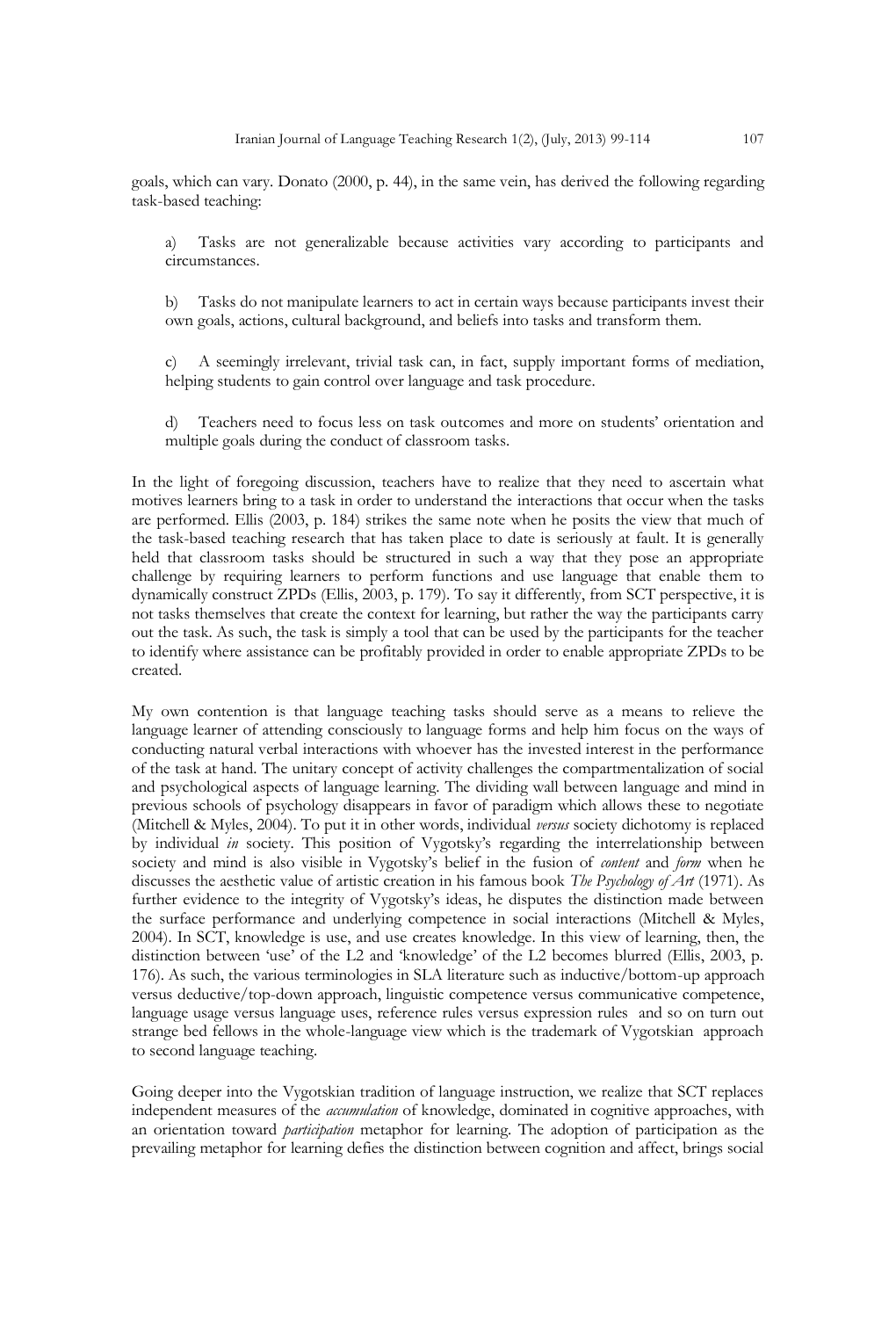goals, which can vary. Donato (2000, p. 44), in the same vein, has derived the following regarding task-based teaching:

a) Tasks are not generalizable because activities vary according to participants and circumstances.

b) Tasks do not manipulate learners to act in certain ways because participants invest their own goals, actions, cultural background, and beliefs into tasks and transform them.

c) A seemingly irrelevant, trivial task can, in fact, supply important forms of mediation, helping students to gain control over language and task procedure.

d) Teachers need to focus less on task outcomes and more on students' orientation and multiple goals during the conduct of classroom tasks.

In the light of foregoing discussion, teachers have to realize that they need to ascertain what motives learners bring to a task in order to understand the interactions that occur when the tasks are performed. Ellis (2003, p. 184) strikes the same note when he posits the view that much of the task-based teaching research that has taken place to date is seriously at fault. It is generally held that classroom tasks should be structured in such a way that they pose an appropriate challenge by requiring learners to perform functions and use language that enable them to dynamically construct ZPDs (Ellis, 2003, p. 179). To say it differently, from SCT perspective, it is not tasks themselves that create the context for learning, but rather the way the participants carry out the task. As such, the task is simply a tool that can be used by the participants for the teacher to identify where assistance can be profitably provided in order to enable appropriate ZPDs to be created.

My own contention is that language teaching tasks should serve as a means to relieve the language learner of attending consciously to language forms and help him focus on the ways of conducting natural verbal interactions with whoever has the invested interest in the performance of the task at hand. The unitary concept of activity challenges the compartmentalization of social and psychological aspects of language learning. The dividing wall between language and mind in previous schools of psychology disappears in favor of paradigm which allows these to negotiate (Mitchell & Myles, 2004). To put it in other words, individual *versus* society dichotomy is replaced by individual *in* society. This position of Vygotsky's regarding the interrelationship between society and mind is also visible in Vygotsky's belief in the fusion of *content* and *form* when he discusses the aesthetic value of artistic creation in his famous book *The Psychology of Art* (1971). As further evidence to the integrity of Vygotsky's ideas, he disputes the distinction made between the surface performance and underlying competence in social interactions (Mitchell & Myles, 2004). In SCT, knowledge is use, and use creates knowledge. In this view of learning, then, the distinction between 'use' of the L2 and 'knowledge' of the L2 becomes blurred (Ellis, 2003, p. 176). As such, the various terminologies in SLA literature such as inductive/bottom-up approach versus deductive/top-down approach, linguistic competence versus communicative competence, language usage versus language uses, reference rules versus expression rules and so on turn out strange bed fellows in the whole-language view which is the trademark of Vygotskian approach to second language teaching.

Going deeper into the Vygotskian tradition of language instruction, we realize that SCT replaces independent measures of the *accumulation* of knowledge, dominated in cognitive approaches, with an orientation toward *participation* metaphor for learning. The adoption of participation as the prevailing metaphor for learning defies the distinction between cognition and affect, brings social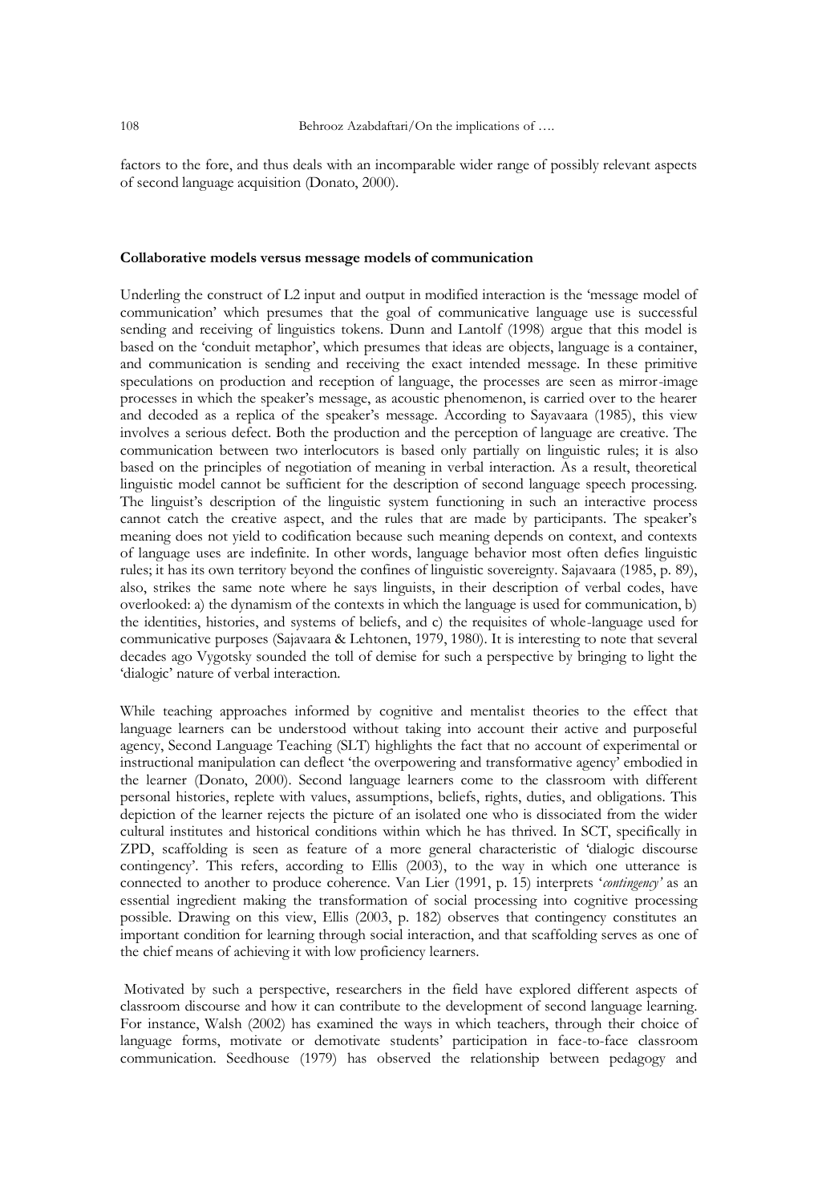factors to the fore, and thus deals with an incomparable wider range of possibly relevant aspects of second language acquisition (Donato, 2000).

### Collaborative models versus message models of communication

Underling the construct of L2 input and output in modified interaction is the 'message model of communication' which presumes that the goal of communicative language use is successful sending and receiving of linguistics tokens. Dunn and Lantolf (1998) argue that this model is based on the 'conduit metaphor', which presumes that ideas are objects, language is a container, and communication is sending and receiving the exact intended message. In these primitive speculations on production and reception of language, the processes are seen as mirror-image processes in which the speaker's message, as acoustic phenomenon, is carried over to the hearer and decoded as a replica of the speaker's message. According to Sayavaara (1985), this view involves a serious defect. Both the production and the perception of language are creative. The communication between two interlocutors is based only partially on linguistic rules; it is also based on the principles of negotiation of meaning in verbal interaction. As a result, theoretical linguistic model cannot be sufficient for the description of second language speech processing. The linguist's description of the linguistic system functioning in such an interactive process cannot catch the creative aspect, and the rules that are made by participants. The speaker's meaning does not yield to codification because such meaning depends on context, and contexts of language uses are indefinite. In other words, language behavior most often defies linguistic rules; it has its own territory beyond the confines of linguistic sovereignty. Sajavaara (1985, p. 89), also, strikes the same note where he says linguists, in their description of verbal codes, have overlooked: a) the dynamism of the contexts in which the language is used for communication, b) the identities, histories, and systems of beliefs, and c) the requisites of whole-language used for communicative purposes (Sajavaara & Lehtonen, 1979, 1980). It is interesting to note that several decades ago Vygotsky sounded the toll of demise for such a perspective by bringing to light the 'dialogic' nature of verbal interaction.

While teaching approaches informed by cognitive and mentalist theories to the effect that language learners can be understood without taking into account their active and purposeful agency, Second Language Teaching (SLT) highlights the fact that no account of experimental or instructional manipulation can deflect 'the overpowering and transformative agency' embodied in the learner (Donato, 2000). Second language learners come to the classroom with different personal histories, replete with values, assumptions, beliefs, rights, duties, and obligations. This depiction of the learner rejects the picture of an isolated one who is dissociated from the wider cultural institutes and historical conditions within which he has thrived. In SCT, specifically in ZPD, scaffolding is seen as feature of a more general characteristic of 'dialogic discourse contingency'. This refers, according to Ellis (2003), to the way in which one utterance is connected to another to produce coherence. Van Lier (1991, p. 15) interprets '*contingency*' as an essential ingredient making the transformation of social processing into cognitive processing possible. Drawing on this view, Ellis (2003, p. 182) observes that contingency constitutes an important condition for learning through social interaction, and that scaffolding serves as one of the chief means of achieving it with low proficiency learners.

Motivated by such a perspective, researchers in the field have explored different aspects of classroom discourse and how it can contribute to the development of second language learning. For instance, Walsh (2002) has examined the ways in which teachers, through their choice of language forms, motivate or demotivate students' participation in face-to-face classroom communication. Seedhouse (1979) has observed the relationship between pedagogy and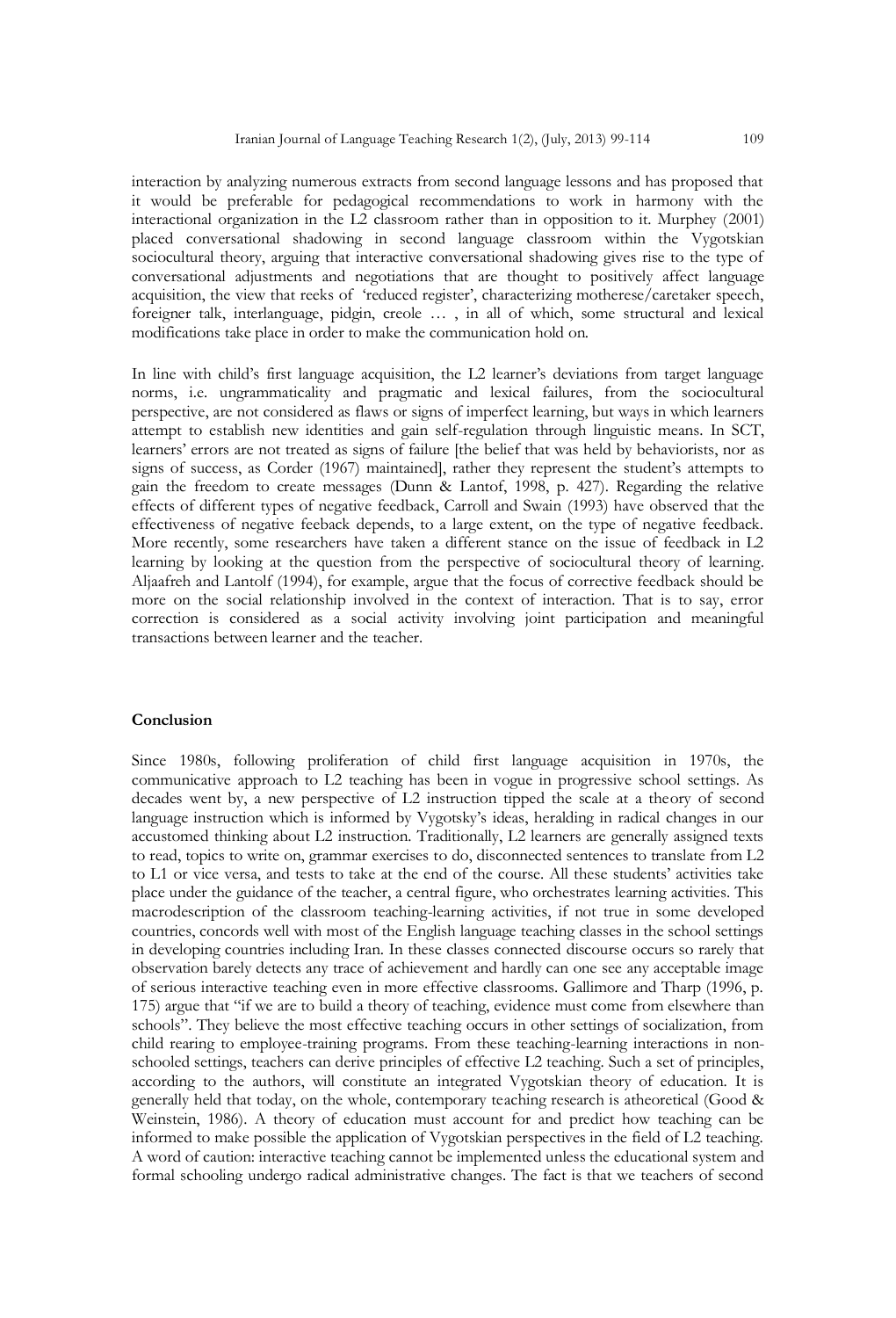interaction by analyzing numerous extracts from second language lessons and has proposed that it would be preferable for pedagogical recommendations to work in harmony with the interactional organization in the L2 classroom rather than in opposition to it. Murphey (2001) placed conversational shadowing in second language classroom within the Vygotskian sociocultural theory, arguing that interactive conversational shadowing gives rise to the type of conversational adjustments and negotiations that are thought to positively affect language acquisition, the view that reeks of 'reduced register', characterizing motherese/caretaker speech, foreigner talk, interlanguage, pidgin, creole … , in all of which, some structural and lexical modifications take place in order to make the communication hold on.

In line with child's first language acquisition, the L2 learner's deviations from target language norms, i.e. ungrammaticality and pragmatic and lexical failures, from the sociocultural perspective, are not considered as flaws or signs of imperfect learning, but ways in which learners attempt to establish new identities and gain self-regulation through linguistic means. In SCT, learners' errors are not treated as signs of failure [the belief that was held by behaviorists, nor as signs of success, as Corder (1967) maintained], rather they represent the student's attempts to gain the freedom to create messages (Dunn & Lantof, 1998, p. 427). Regarding the relative effects of different types of negative feedback, Carroll and Swain (1993) have observed that the effectiveness of negative feeback depends, to a large extent, on the type of negative feedback. More recently, some researchers have taken a different stance on the issue of feedback in L2 learning by looking at the question from the perspective of sociocultural theory of learning. Aljaafreh and Lantolf (1994), for example, argue that the focus of corrective feedback should be more on the social relationship involved in the context of interaction. That is to say, error correction is considered as a social activity involving joint participation and meaningful transactions between learner and the teacher.

## Conclusion

Since 1980s, following proliferation of child first language acquisition in 1970s, the communicative approach to L2 teaching has been in vogue in progressive school settings. As decades went by, a new perspective of L2 instruction tipped the scale at a theory of second language instruction which is informed by Vygotsky's ideas, heralding in radical changes in our accustomed thinking about L2 instruction. Traditionally, L2 learners are generally assigned texts to read, topics to write on, grammar exercises to do, disconnected sentences to translate from L2 to L1 or vice versa, and tests to take at the end of the course. All these students' activities take place under the guidance of the teacher, a central figure, who orchestrates learning activities. This macrodescription of the classroom teaching-learning activities, if not true in some developed countries, concords well with most of the English language teaching classes in the school settings in developing countries including Iran. In these classes connected discourse occurs so rarely that observation barely detects any trace of achievement and hardly can one see any acceptable image of serious interactive teaching even in more effective classrooms. Gallimore and Tharp (1996, p. 175) argue that "if we are to build a theory of teaching, evidence must come from elsewhere than schools". They believe the most effective teaching occurs in other settings of socialization, from child rearing to employee-training programs. From these teaching-learning interactions in non-schooled settings, teachers can derive principles of effective L2 teaching. Such a set of principles, according to the authors, will constitute an integrated Vygotskian theory of education. It is generally held that today, on the whole, contemporary teaching research is atheoretical (Good & Weinstein, 1986). A theory of education must account for and predict how teaching can be informed to make possible the application of Vygotskian perspectives in the field of L2 teaching. A word of caution: interactive teaching cannot be implemented unless the educational system and formal schooling undergo radical administrative changes. The fact is that we teachers of second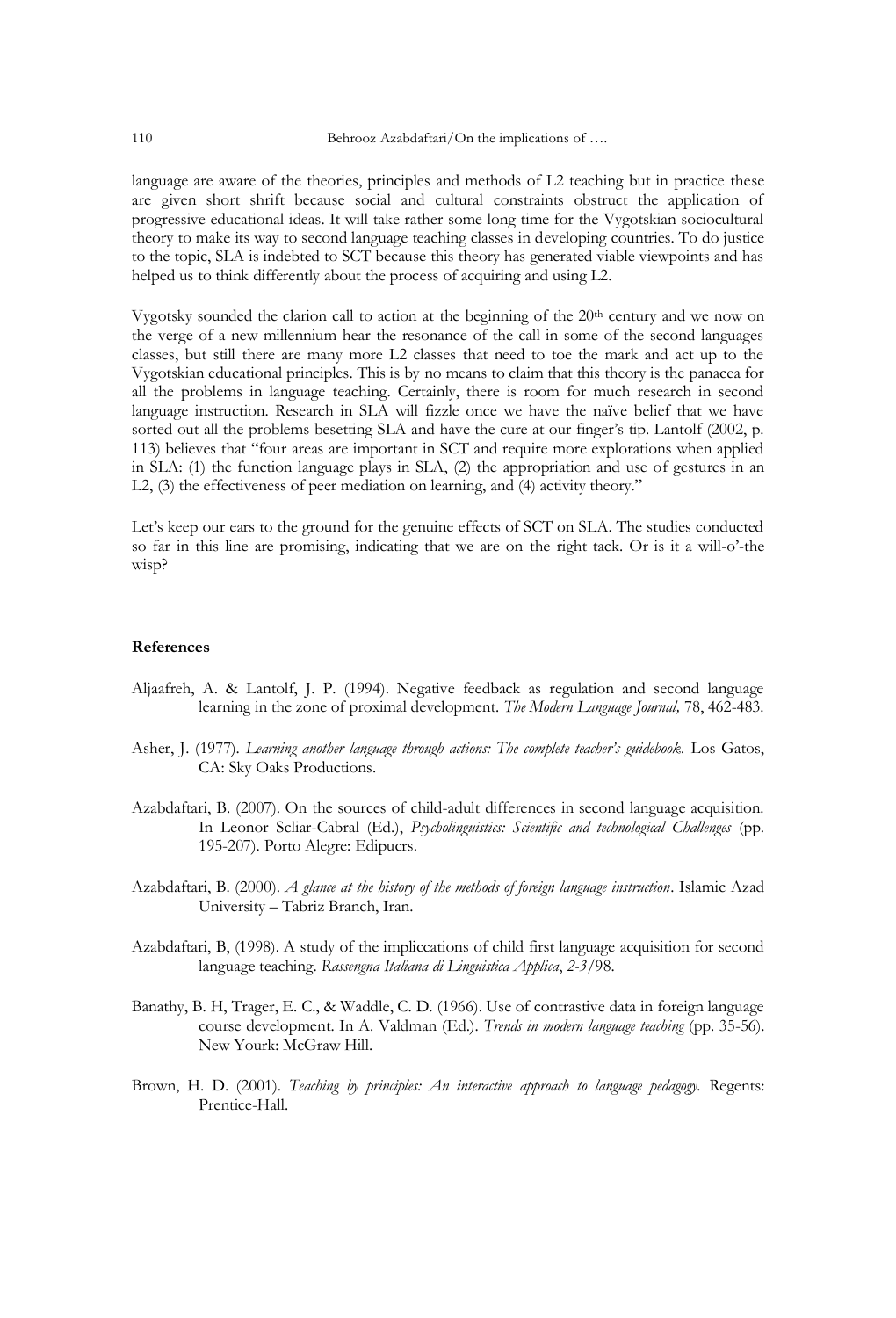language are aware of the theories, principles and methods of L2 teaching but in practice these are given short shrift because social and cultural constraints obstruct the application of progressive educational ideas. It will take rather some long time for the Vygotskian sociocultural theory to make its way to second language teaching classes in developing countries. To do justice to the topic, SLA is indebted to SCT because this theory has generated viable viewpoints and has helped us to think differently about the process of acquiring and using L2.

Vygotsky sounded the clarion call to action at the beginning of the 20th century and we now on the verge of a new millennium hear the resonance of the call in some of the second languages classes, but still there are many more L2 classes that need to toe the mark and act up to the Vygotskian educational principles. This is by no means to claim that this theory is the panacea for all the problems in language teaching. Certainly, there is room for much research in second language instruction. Research in SLA will fizzle once we have the naïve belief that we have sorted out all the problems besetting SLA and have the cure at our finger's tip. Lantolf (2002, p. 113) believes that "four areas are important in SCT and require more explorations when applied in SLA: (1) the function language plays in SLA, (2) the appropriation and use of gestures in an L2, (3) the effectiveness of peer mediation on learning, and (4) activity theory."

Let's keep our ears to the ground for the genuine effects of SCT on SLA. The studies conducted so far in this line are promising, indicating that we are on the right tack. Or is it a will-o'-the wisp?

**References**

Aljaafreh, A. & Lantolf, J. P. (1994). Negative feedback as regulation and second language learning in the zone of proximal development. *The Modern Language Journal,* 78, 462-483.

Asher, J. (1977). *Learning another language through actions: The complete teacher's guidebook.* Los Gatos, CA: Sky Oaks Productions.

Azabdaftari, B. (2007). On the sources of child-adult differences in second language acquisition. In Leonor Scliar-Cabral (Ed.), *Psycholinguistics: Scientific and technological Challenges* (pp. 195-207). Porto Alegre: Edipucrs.

Azabdaftari, B. (2000). *A glance at the history of the methods of foreign language instruction*. Islamic Azad University – Tabriz Branch, Iran.

Azabdaftari, B, (1998). A study of the impliccations of child first language acquisition for second language teaching. *Rassengna Italiana di Linguistica Applica*, *2-3*/98.

Banathy, B. H, Trager, E. C., & Waddle, C. D. (1966). Use of contrastive data in foreign language course development. In A. Valdman (Ed.). *Trends in modern language teaching* (pp. 35-56). New Yourk: McGraw Hill.

Brown, H. D. (2001). *Teaching by principles: An interactive approach to language pedagogy.* Regents: Prentice-Hall.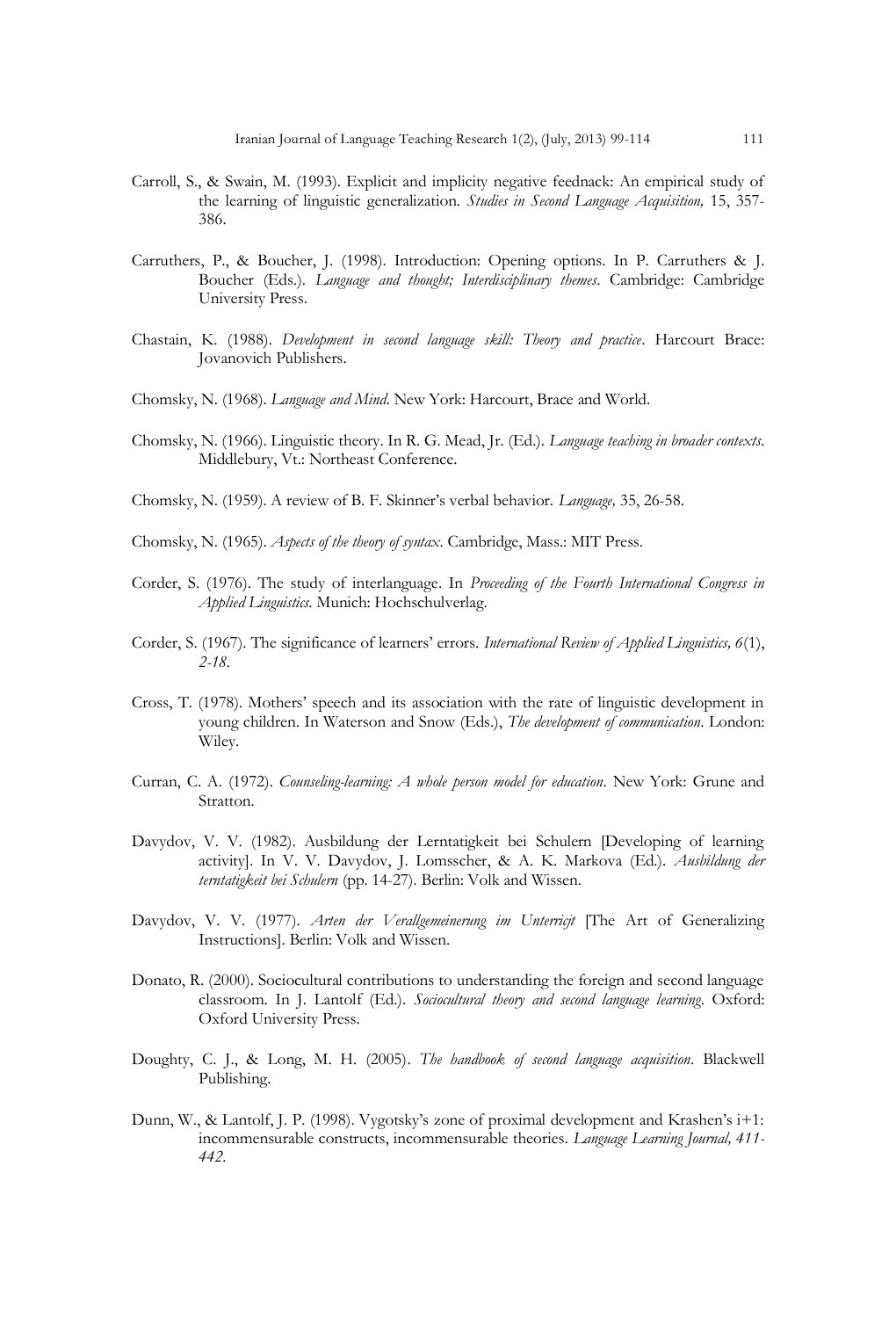Carroll, S., & Swain, M. (1993). Explicit and implicity negative feednack: An empirical study of the learning of linguistic generalization. *Studies in Second Language Acquisition,* 15, 357-386.

Carruthers, P., & Boucher, J. (1998). Introduction: Opening options. In P. Carruthers & J. Boucher (Eds.). *Language and thought; Interdisciplinary themes*. Cambridge: Cambridge University Press.

Chastain, K. (1988). *Development in second language skill: Theory and practice*. Harcourt Brace: Jovanovich Publishers.

Chomsky, N. (1968). *Language and Mind*. New York: Harcourt, Brace and World.

Chomsky, N. (1966). Linguistic theory. In R. G. Mead, Jr. (Ed.). *Language teaching in broader contexts*. Middlebury, Vt.: Northeast Conference.

Chomsky, N. (1959). A review of B. F. Skinner's verbal behavior. *Language,* 35, 26-58.

Chomsky, N. (1965). *Aspects of the theory of syntax*. Cambridge, Mass.: MIT Press.

Corder, S. (1976). The study of interlanguage. In *Proceeding of the Fourth International Congress in Applied Linguistics*. Munich: Hochschulverlag.

Corder, S. (1967). The significance of learners' errors. *International Review of Applied Linguistics, 6*(1), *2-18*.

Cross, T. (1978). Mothers' speech and its association with the rate of linguistic development in young children. In Waterson and Snow (Eds.), *The development of communication*. London: Wiley.

Curran, C. A. (1972). *Counseling-learning: A whole person model for education*. New York: Grune and Stratton.

Davydov, V. V. (1982). Ausbildung der Lerntatigkeit bei Schulern [Developing of learning activity]. In V. V. Davydov, J. Lomsscher, & A. K. Markova (Ed.). *Ausbildung der terntatigkeit bei Schulern* (pp. 14-27). Berlin: Volk and Wissen.

Davydov, V. V. (1977). *Arten der Verallgemeinerung im Unterricjt* [The Art of Generalizing Instructions]. Berlin: Volk and Wissen.

Donato, R. (2000). Sociocultural contributions to understanding the foreign and second language classroom. In J. Lantolf (Ed.). *Sociocultural theory and second language learning*. Oxford: Oxford University Press.

Doughty, C. J., & Long, M. H. (2005). *The handbook of second language acquisition*. Blackwell Publishing.

Dunn, W., & Lantolf, J. P. (1998). Vygotsky's zone of proximal development and Krashen's i+1: incommensurable constructs, incommensurable theories. *Language Learning Journal, 411-442*.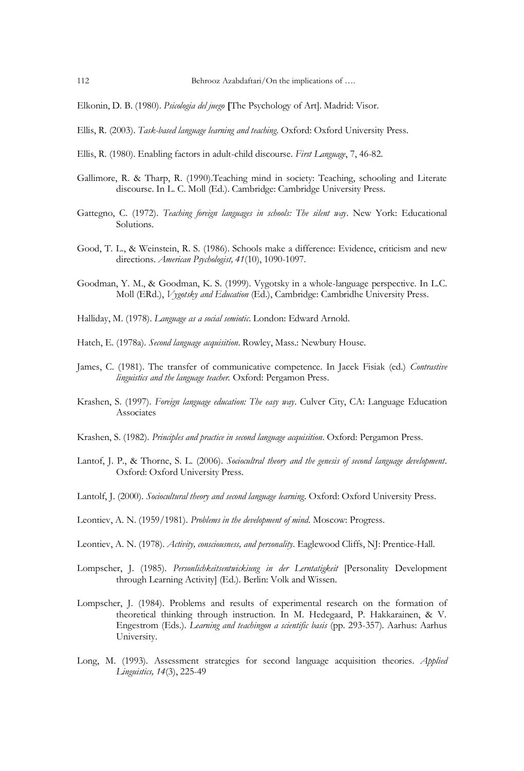Elkonin, D. B. (1980). *Psicologia del juego* [The Psychology of Art]. Madrid: Visor.

Ellis, R. (2003). *Task-based language learning and teaching*. Oxford: Oxford University Press.

Ellis, R. (1980). Enabling factors in adult-child discourse. *First Language*, 7, 46-82.

Gallimore, R. & Tharp, R. (1990).Teaching mind in society: Teaching, schooling and Literate discourse. In L. C. Moll (Ed.). Cambridge: Cambridge University Press.

Gattegno, C. (1972). *Teaching foreign languages in schools: The silent way*. New York: Educational Solutions.

Good, T. L., & Weinstein, R. S. (1986). Schools make a difference: Evidence, criticism and new directions. *American Psychologist, 41*(10), 1090-1097.

Goodman, Y. M., & Goodman, K. S. (1999). Vygotsky in a whole-language perspective. In L.C. Moll (ERd.), *Vygotsky and Education* (Ed.), Cambridge: Cambridhe University Press.

Halliday, M. (1978). *Language as a social semiotic*. London: Edward Arnold.

Hatch, E. (1978a). *Second language acquisition*. Rowley, Mass.: Newbury House.

James, C. (1981). The transfer of communicative competence. In Jacek Fisiak (ed.) *Contrastive linguistics and the language teacher.* Oxford: Pergamon Press.

Krashen, S. (1997). *Foreign language education: The easy way*. Culver City, CA: Language Education Associates

Krashen, S. (1982). *Principles and practice in second language acquisition*. Oxford: Pergamon Press.

Lantof, J. P., & Thorne, S. L. (2006). *Sociocultral theory and the genesis of second language development*. Oxford: Oxford University Press.

Lantolf, J. (2000). *Sociocultural theory and second language learning*. Oxford: Oxford University Press.

Leontiev, A. N. (1959/1981). *Problems in the development of mind*. Moscow: Progress.

Leontiev, A. N. (1978). *Activity, consciousness, and personality*. Eaglewood Cliffs, NJ: Prentice-Hall.

Lompscher, J. (1985). *Personlichkeitsentwickiung in der Lerntatigkeit* [Personality Development through Learning Activity] (Ed.). Berlin: Volk and Wissen.

Lompscher, J. (1984). Problems and results of experimental research on the formation of theoretical thinking through instruction. In M. Hedegaard, P. Hakkarainen, & V. Engestrom (Eds.). *Learning and teachingon a scientific basis* (pp. 293-357). Aarhus: Aarhus University.

Long, M. (1993). Assessment strategies for second language acquisition theories. *Applied Linguistics, 14*(3), 225-49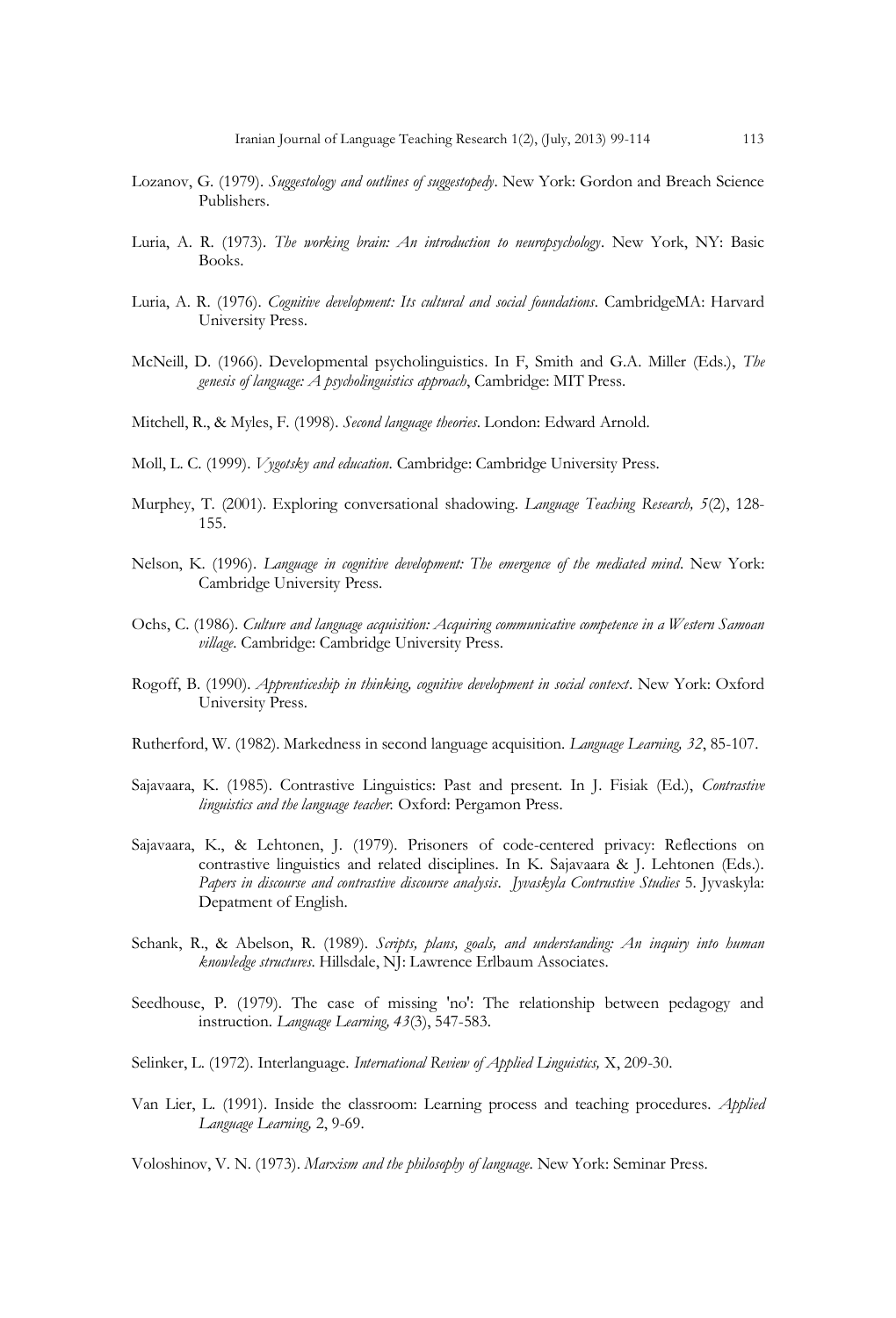Lozanov, G. (1979). *Suggestology and outlines of suggestopedy*. New York: Gordon and Breach Science Publishers.

Luria, A. R. (1973). *The working brain: An introduction to neuropsychology*. New York, NY: Basic Books.

Luria, A. R. (1976). *Cognitive development: Its cultural and social foundations*. CambridgeMA: Harvard University Press.

McNeill, D. (1966). Developmental psycholinguistics. In F, Smith and G.A. Miller (Eds.), *The genesis of language: A psycholinguistics approach*, Cambridge: MIT Press.

Mitchell, R., & Myles, F. (1998). *Second language theories*. London: Edward Arnold.

Moll, L. C. (1999). *Vygotsky and education*. Cambridge: Cambridge University Press.

Murphey, T. (2001). Exploring conversational shadowing. *Language Teaching Research, 5*(2), 128-155.

Nelson, K. (1996). *Language in cognitive development: The emergence of the mediated mind*. New York: Cambridge University Press.

Ochs, C. (1986). *Culture and language acquisition: Acquiring communicative competence in a Western Samoan village*. Cambridge: Cambridge University Press.

Rogoff, B. (1990). *Apprenticeship in thinking, cognitive development in social context*. New York: Oxford University Press.

Rutherford, W. (1982). Markedness in second language acquisition. *Language Learning, 32*, 85-107.

Sajavaara, K. (1985). Contrastive Linguistics: Past and present. In J. Fisiak (Ed.), *Contrastive linguistics and the language teacher.* Oxford: Pergamon Press.

Sajavaara, K., & Lehtonen, J. (1979). Prisoners of code-centered privacy: Reflections on contrastive linguistics and related disciplines. In K. Sajavaara & J. Lehtonen (Eds.). *Papers in discourse and contrastive discourse analysis*. *Jyvaskyla Contrustive Studies* 5. Jyvaskyla: Depatment of English.

Schank, R., & Abelson, R. (1989). *Scripts, plans, goals, and understanding: An inquiry into human knowledge structures*. Hillsdale, NJ: Lawrence Erlbaum Associates.

Seedhouse, P. (1979). The case of missing 'no': The relationship between pedagogy and instruction. *Language Learning, 43*(3), 547-583.

Selinker, L. (1972). Interlanguage. *International Review of Applied Linguistics,* X, 209-30.

Van Lier, L. (1991). Inside the classroom: Learning process and teaching procedures. *Applied Language Learning,* 2, 9-69.

Voloshinov, V. N. (1973). *Marxism and the philosophy of language*. New York: Seminar Press.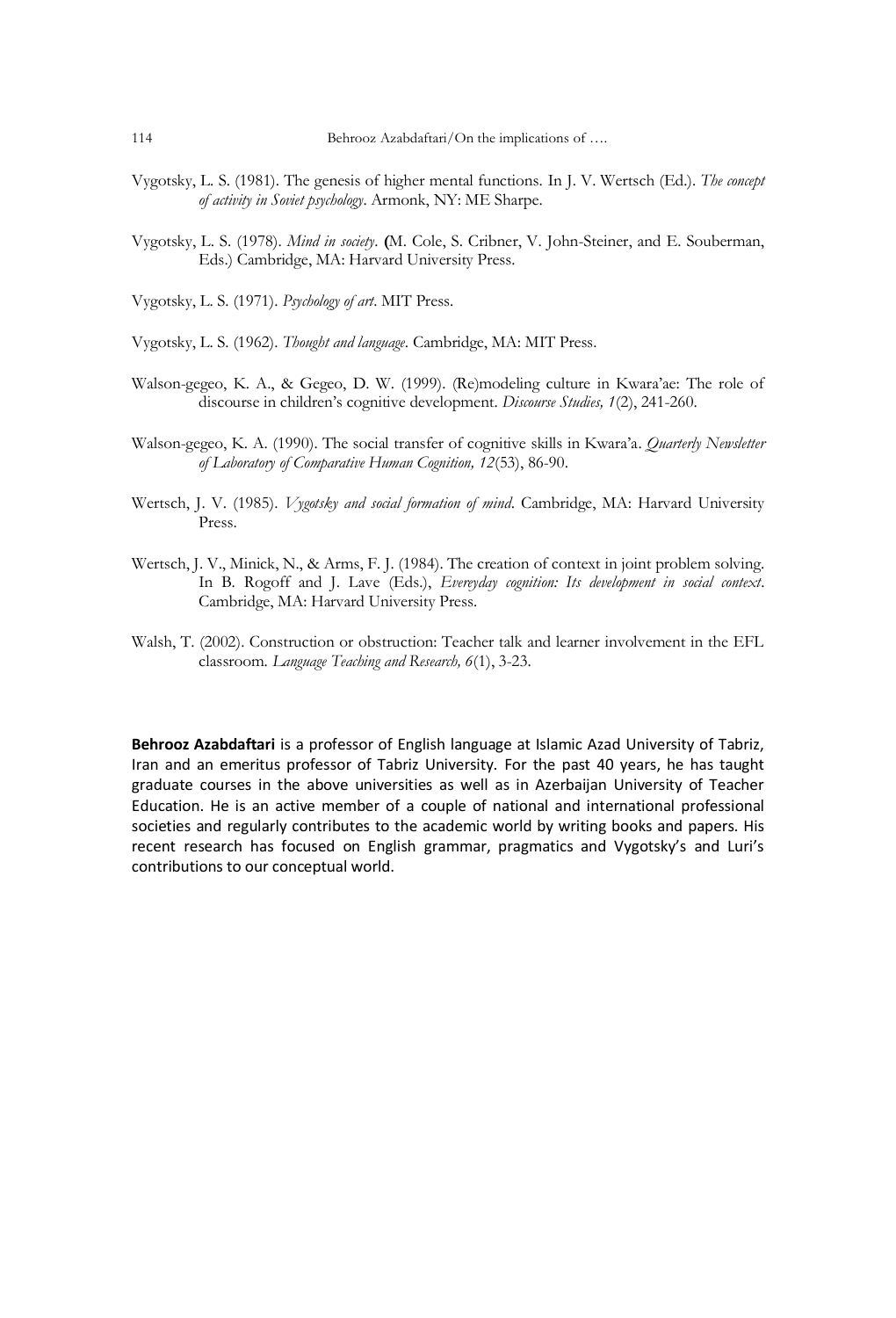Vygotsky, L. S. (1981). The genesis of higher mental functions. In J. V. Wertsch (Ed.). *The concept of activity in Soviet psychology*. Armonk, NY: ME Sharpe.

Vygotsky, L. S. (1978). *Mind in society*. **(**M. Cole, S. Cribner, V. John-Steiner, and E. Souberman, Eds.) Cambridge, MA: Harvard University Press.

Vygotsky, L. S. (1971). *Psychology of art*. MIT Press.

Vygotsky, L. S. (1962). *Thought and language*. Cambridge, MA: MIT Press.

Walson-gegeo, K. A., & Gegeo, D. W. (1999). (Re)modeling culture in Kwara'ae: The role of discourse in children's cognitive development. *Discourse Studies, 1*(2), 241-260.

Walson-gegeo, K. A. (1990). The social transfer of cognitive skills in Kwara'a. *Quarterly Newsletter of Laboratory of Comparative Human Cognition, 12*(53), 86-90.

Wertsch, J. V. (1985). *Vygotsky and social formation of mind*. Cambridge, MA: Harvard University Press.

Wertsch, J. V., Minick, N., & Arms, F. J. (1984). The creation of context in joint problem solving. In B. Rogoff and J. Lave (Eds.), *Evereyday cognition: Its development in social context*. Cambridge, MA: Harvard University Press.

Walsh, T. (2002). Construction or obstruction: Teacher talk and learner involvement in the EFL classroom. *Language Teaching and Research, 6*(1), 3-23.

**Behrooz Azabdaftari** is a professor of English language at Islamic Azad University of Tabriz, Iran and an emeritus professor of Tabriz University. For the past 40 years, he has taught graduate courses in the above universities as well as in Azerbaijan University of Teacher Education. He is an active member of a couple of national and international professional societies and regularly contributes to the academic world by writing books and papers. His recent research has focused on English grammar, pragmatics and Vygotsky's and Luri's contributions to our conceptual world.